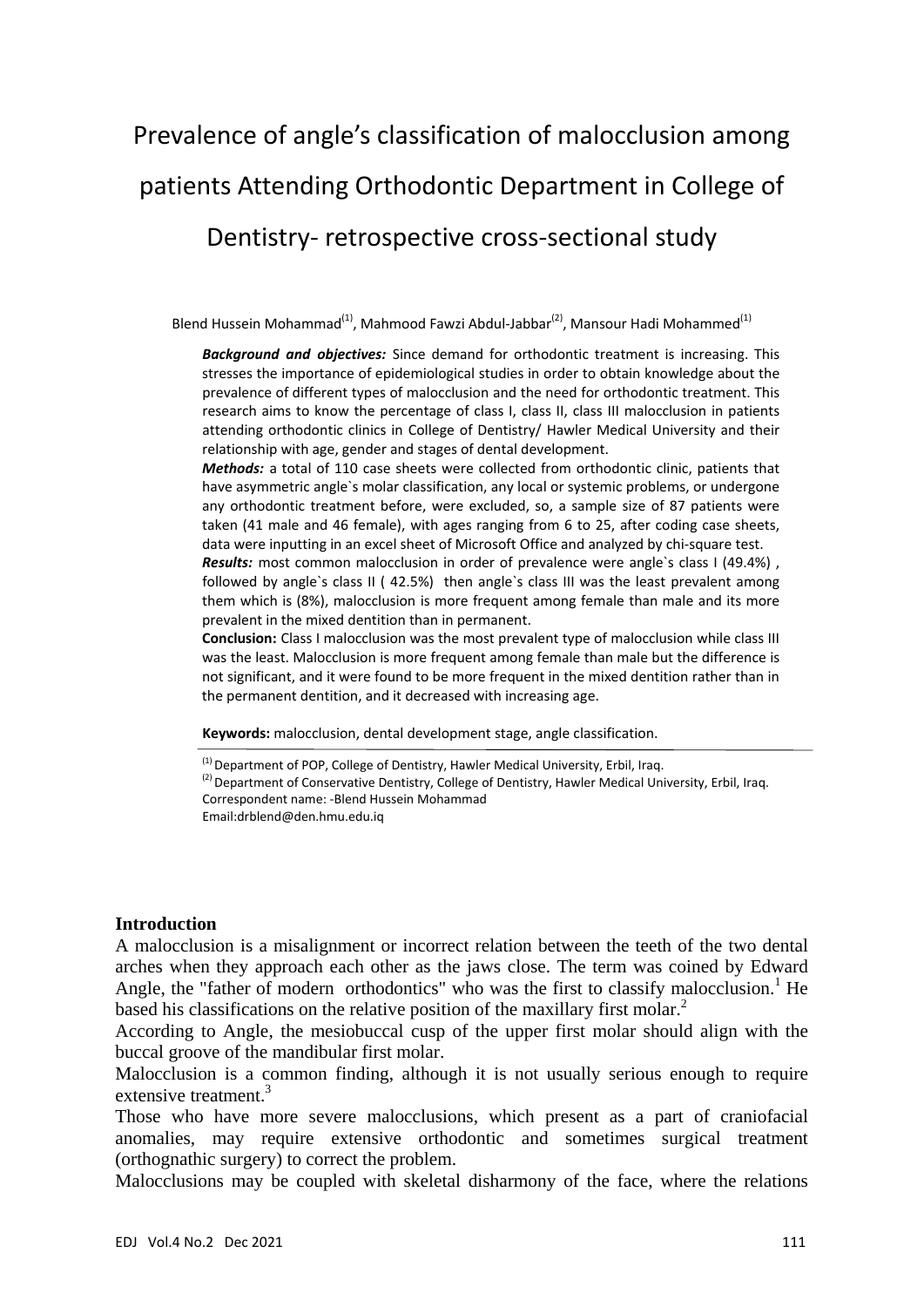# Prevalence of angle's classification of malocclusion among patients Attending Orthodontic Department in College of Dentistry- retrospective cross-sectional study

Blend Hussein Mohammad[(1)], Mahmood Fawzi Abdul-Jabbar[(2)], Mansour Hadi Mohammed[(1)]

***Background and objectives:*** Since demand for orthodontic treatment is increasing. This stresses the importance of epidemiological studies in order to obtain knowledge about the prevalence of different types of malocclusion and the need for orthodontic treatment. This research aims to know the percentage of class I, class II, class III malocclusion in patients attending orthodontic clinics in College of Dentistry/ Hawler Medical University and their relationship with age, gender and stages of dental development.

***Methods:*** a total of 110 case sheets were collected from orthodontic clinic, patients that have asymmetric angle`s molar classification, any local or systemic problems, or undergone any orthodontic treatment before, were excluded, so, a sample size of 87 patients were taken (41 male and 46 female), with ages ranging from 6 to 25, after coding case sheets, data were inputting in an excel sheet of Microsoft Office and analyzed by chi-square test.

***Results:*** most common malocclusion in order of prevalence were angle`s class I (49.4%) , followed by angle`s class II ( 42.5%) then angle`s class III was the least prevalent among them which is (8%), malocclusion is more frequent among female than male and its more prevalent in the mixed dentition than in permanent.

**Conclusion:** Class I malocclusion was the most prevalent type of malocclusion while class III was the least. Malocclusion is more frequent among female than male but the difference is not significant, and it were found to be more frequent in the mixed dentition rather than in the permanent dentition, and it decreased with increasing age.

**Keywords:** malocclusion, dental development stage, angle classification.

---

[(1)] Department of POP, College of Dentistry, Hawler Medical University, Erbil, Iraq.
[(2)] Department of Conservative Dentistry, College of Dentistry, Hawler Medical University, Erbil, Iraq.
Correspondent name: -Blend Hussein Mohammad
Email:drblend@den.hmu.edu.iq

## Introduction

A malocclusion is a misalignment or incorrect relation between the teeth of the two dental arches when they approach each other as the jaws close. The term was coined by Edward Angle, the "father of modern orthodontics" who was the first to classify malocclusion.[1] He based his classifications on the relative position of the maxillary first molar.[2]

According to Angle, the mesiobuccal cusp of the upper first molar should align with the buccal groove of the mandibular first molar.

Malocclusion is a common finding, although it is not usually serious enough to require extensive treatment.[3]

Those who have more severe malocclusions, which present as a part of craniofacial anomalies, may require extensive orthodontic and sometimes surgical treatment (orthognathic surgery) to correct the problem.

Malocclusions may be coupled with skeletal disharmony of the face, where the relations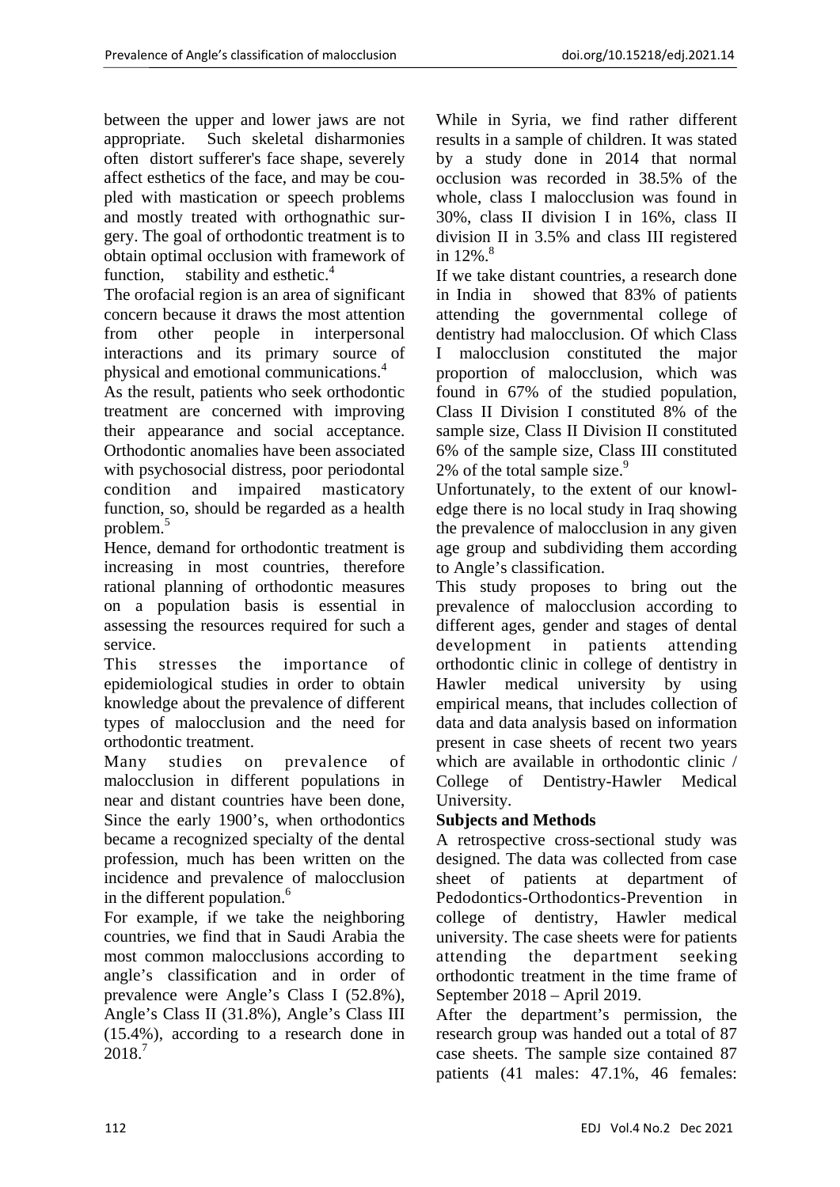between the upper and lower jaws are not appropriate. Such skeletal disharmonies often distort sufferer's face shape, severely affect esthetics of the face, and may be coupled with mastication or speech problems and mostly treated with orthognathic surgery. The goal of orthodontic treatment is to obtain optimal occlusion with framework of function, stability and esthetic.[4]

The orofacial region is an area of significant concern because it draws the most attention from other people in interpersonal interactions and its primary source of physical and emotional communications.[4]

As the result, patients who seek orthodontic treatment are concerned with improving their appearance and social acceptance. Orthodontic anomalies have been associated with psychosocial distress, poor periodontal condition and impaired masticatory function, so, should be regarded as a health problem.[5]

Hence, demand for orthodontic treatment is increasing in most countries, therefore rational planning of orthodontic measures on a population basis is essential in assessing the resources required for such a service.

This stresses the importance of epidemiological studies in order to obtain knowledge about the prevalence of different types of malocclusion and the need for orthodontic treatment.

Many studies on prevalence of malocclusion in different populations in near and distant countries have been done, Since the early 1900's, when orthodontics became a recognized specialty of the dental profession, much has been written on the incidence and prevalence of malocclusion in the different population.[6]

For example, if we take the neighboring countries, we find that in Saudi Arabia the most common malocclusions according to angle's classification and in order of prevalence were Angle's Class I (52.8%), Angle's Class II (31.8%), Angle's Class III (15.4%), according to a research done in 2018.[7]

While in Syria, we find rather different results in a sample of children. It was stated by a study done in 2014 that normal occlusion was recorded in 38.5% of the whole, class I malocclusion was found in 30%, class II division I in 16%, class II division II in 3.5% and class III registered in 12%.[8]

If we take distant countries, a research done in India in showed that 83% of patients attending the governmental college of dentistry had malocclusion. Of which Class I malocclusion constituted the major proportion of malocclusion, which was found in 67% of the studied population, Class II Division I constituted 8% of the sample size, Class II Division II constituted 6% of the sample size, Class III constituted 2% of the total sample size.[9]

Unfortunately, to the extent of our knowledge there is no local study in Iraq showing the prevalence of malocclusion in any given age group and subdividing them according to Angle's classification.

This study proposes to bring out the prevalence of malocclusion according to different ages, gender and stages of dental development in patients attending orthodontic clinic in college of dentistry in Hawler medical university by using empirical means, that includes collection of data and data analysis based on information present in case sheets of recent two years which are available in orthodontic clinic / College of Dentistry-Hawler Medical University.

## Subjects and Methods

A retrospective cross-sectional study was designed. The data was collected from case sheet of patients at department of Pedodontics-Orthodontics-Prevention in college of dentistry, Hawler medical university. The case sheets were for patients attending the department seeking orthodontic treatment in the time frame of September 2018 – April 2019.

After the department's permission, the research group was handed out a total of 87 case sheets. The sample size contained 87 patients (41 males: 47.1%, 46 females: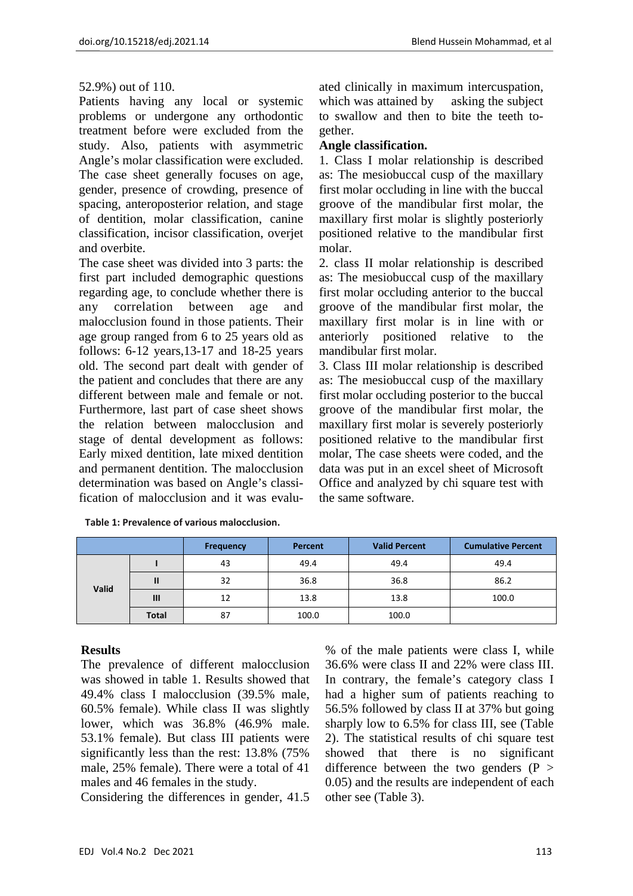52.9%) out of 110.

Patients having any local or systemic problems or undergone any orthodontic treatment before were excluded from the study. Also, patients with asymmetric Angle's molar classification were excluded. The case sheet generally focuses on age, gender, presence of crowding, presence of spacing, anteroposterior relation, and stage of dentition, molar classification, canine classification, incisor classification, overjet and overbite.

The case sheet was divided into 3 parts: the first part included demographic questions regarding age, to conclude whether there is any correlation between age and malocclusion found in those patients. Their age group ranged from 6 to 25 years old as follows: 6-12 years,13-17 and 18-25 years old. The second part dealt with gender of the patient and concludes that there are any different between male and female or not. Furthermore, last part of case sheet shows the relation between malocclusion and stage of dental development as follows: Early mixed dentition, late mixed dentition and permanent dentition. The malocclusion determination was based on Angle's classification of malocclusion and it was evaluated clinically in maximum intercuspation, which was attained by asking the subject to swallow and then to bite the teeth together.

**Angle classification.**

1. Class I molar relationship is described as: The mesiobuccal cusp of the maxillary first molar occluding in line with the buccal groove of the mandibular first molar, the maxillary first molar is slightly posteriorly positioned relative to the mandibular first molar.
2. class II molar relationship is described as: The mesiobuccal cusp of the maxillary first molar occluding anterior to the buccal groove of the mandibular first molar, the maxillary first molar is in line with or anteriorly positioned relative to the mandibular first molar.
3. Class III molar relationship is described as: The mesiobuccal cusp of the maxillary first molar occluding posterior to the buccal groove of the mandibular first molar, the maxillary first molar is severely posteriorly positioned relative to the mandibular first molar, The case sheets were coded, and the data was put in an excel sheet of Microsoft Office and analyzed by chi square test with the same software.

**Table 1: Prevalence of various malocclusion.**

| | | Frequency | Percent | Valid Percent | Cumulative Percent |
|---|---|---|---|---|---|
| Valid | I | 43 | 49.4 | 49.4 | 49.4 |
| | II | 32 | 36.8 | 36.8 | 86.2 |
| | III | 12 | 13.8 | 13.8 | 100.0 |
| | Total | 87 | 100.0 | 100.0 | |

## Results

The prevalence of different malocclusion was showed in table 1. Results showed that 49.4% class I malocclusion (39.5% male, 60.5% female). While class II was slightly lower, which was 36.8% (46.9% male. 53.1% female). But class III patients were significantly less than the rest: 13.8% (75% male, 25% female). There were a total of 41 males and 46 females in the study.

Considering the differences in gender, 41.5 % of the male patients were class I, while 36.6% were class II and 22% were class III. In contrary, the female's category class I had a higher sum of patients reaching to 56.5% followed by class II at 37% but going sharply low to 6.5% for class III, see (Table 2). The statistical results of chi square test showed that there is no significant difference between the two genders ($P > 0.05$) and the results are independent of each other see (Table 3).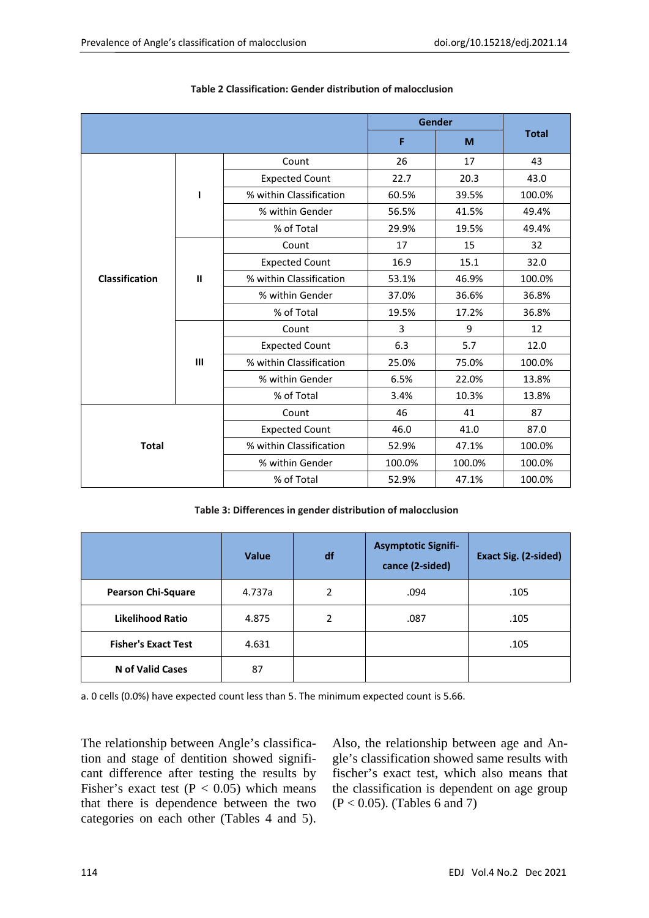**Table 2 Classification: Gender distribution of malocclusion**

| | | | Gender | | Total |
|---|---|---|---|---|---|
| | | | F | M | |
| Classification | I | Count | 26 | 17 | 43 |
| | | Expected Count | 22.7 | 20.3 | 43.0 |
| | | % within Classification | 60.5% | 39.5% | 100.0% |
| | | % within Gender | 56.5% | 41.5% | 49.4% |
| | | % of Total | 29.9% | 19.5% | 49.4% |
| | II | Count | 17 | 15 | 32 |
| | | Expected Count | 16.9 | 15.1 | 32.0 |
| | | % within Classification | 53.1% | 46.9% | 100.0% |
| | | % within Gender | 37.0% | 36.6% | 36.8% |
| | | % of Total | 19.5% | 17.2% | 36.8% |
| | III | Count | 3 | 9 | 12 |
| | | Expected Count | 6.3 | 5.7 | 12.0 |
| | | % within Classification | 25.0% | 75.0% | 100.0% |
| | | % within Gender | 6.5% | 22.0% | 13.8% |
| | | % of Total | 3.4% | 10.3% | 13.8% |
| Total | | Count | 46 | 41 | 87 |
| | | Expected Count | 46.0 | 41.0 | 87.0 |
| | | % within Classification | 52.9% | 47.1% | 100.0% |
| | | % within Gender | 100.0% | 100.0% | 100.0% |
| | | % of Total | 52.9% | 47.1% | 100.0% |

**Table 3: Differences in gender distribution of malocclusion**

| | Value | df | Asymptotic Significance (2-sided) | Exact Sig. (2-sided) |
|---|---|---|---|---|
| **Pearson Chi-Square** | 4.737a | 2 | .094 | .105 |
| **Likelihood Ratio** | 4.875 | 2 | .087 | .105 |
| **Fisher's Exact Test** | 4.631 | | | .105 |
| **N of Valid Cases** | 87 | | | |

a. 0 cells (0.0%) have expected count less than 5. The minimum expected count is 5.66.

The relationship between Angle's classification and stage of dentition showed significant difference after testing the results by Fisher's exact test ($P < 0.05$) which means that there is dependence between the two categories on each other (Tables 4 and 5).

Also, the relationship between age and Angle's classification showed same results with fischer's exact test, which also means that the classification is dependent on age group ($P < 0.05$). (Tables 6 and 7)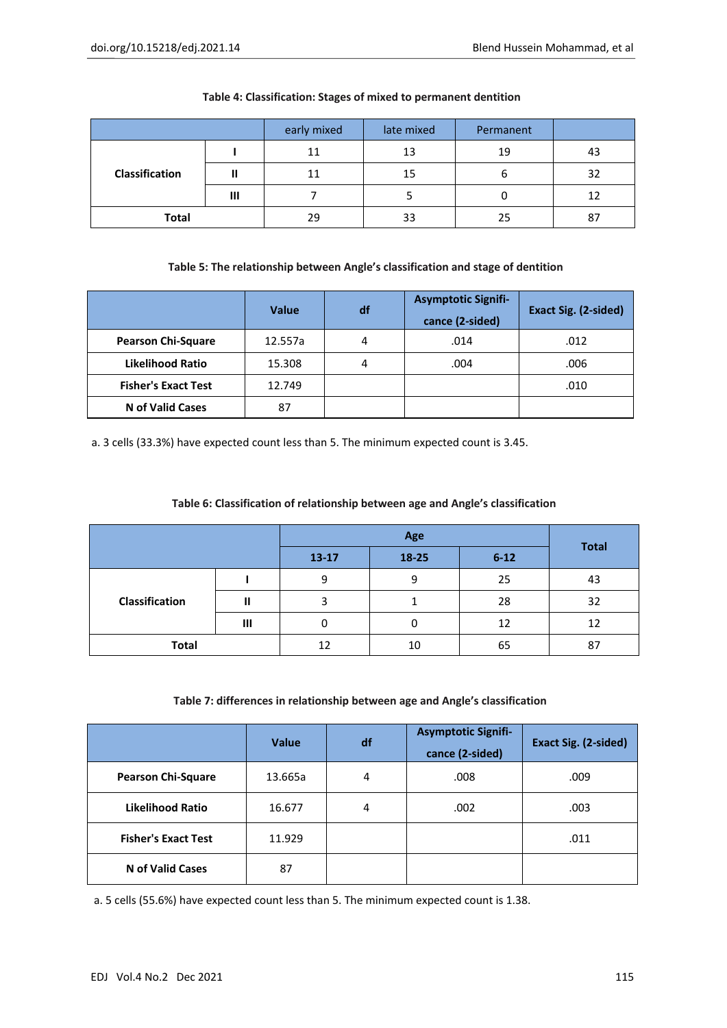**Table 4: Classification: Stages of mixed to permanent dentition**

| | | early mixed | late mixed | Permanent | |
|---|---|---|---|---|---|
| **Classification** | **I** | 11 | 13 | 19 | 43 |
| | **II** | 11 | 15 | 6 | 32 |
| | **III** | 7 | 5 | 0 | 12 |
| **Total** | | 29 | 33 | 25 | 87 |

**Table 5: The relationship between Angle's classification and stage of dentition**

| | Value | df | Asymptotic Significance (2-sided) | Exact Sig. (2-sided) |
|---|---|---|---|---|
| **Pearson Chi-Square** | 12.557a | 4 | .014 | .012 |
| **Likelihood Ratio** | 15.308 | 4 | .004 | .006 |
| **Fisher's Exact Test** | 12.749 | | | .010 |
| **N of Valid Cases** | 87 | | | |

a. 3 cells (33.3%) have expected count less than 5. The minimum expected count is 3.45.

**Table 6: Classification of relationship between age and Angle's classification**

| | | Age | | | Total |
|---|---|---|---|---|---|
| | | 13-17 | 18-25 | 6-12 | |
| **Classification** | **I** | 9 | 9 | 25 | 43 |
| | **II** | 3 | 1 | 28 | 32 |
| | **III** | 0 | 0 | 12 | 12 |
| **Total** | | 12 | 10 | 65 | 87 |

**Table 7: differences in relationship between age and Angle's classification**

| | Value | df | Asymptotic Significance (2-sided) | Exact Sig. (2-sided) |
|---|---|---|---|---|
| **Pearson Chi-Square** | 13.665a | 4 | .008 | .009 |
| **Likelihood Ratio** | 16.677 | 4 | .002 | .003 |
| **Fisher's Exact Test** | 11.929 | | | .011 |
| **N of Valid Cases** | 87 | | | |

a. 5 cells (55.6%) have expected count less than 5. The minimum expected count is 1.38.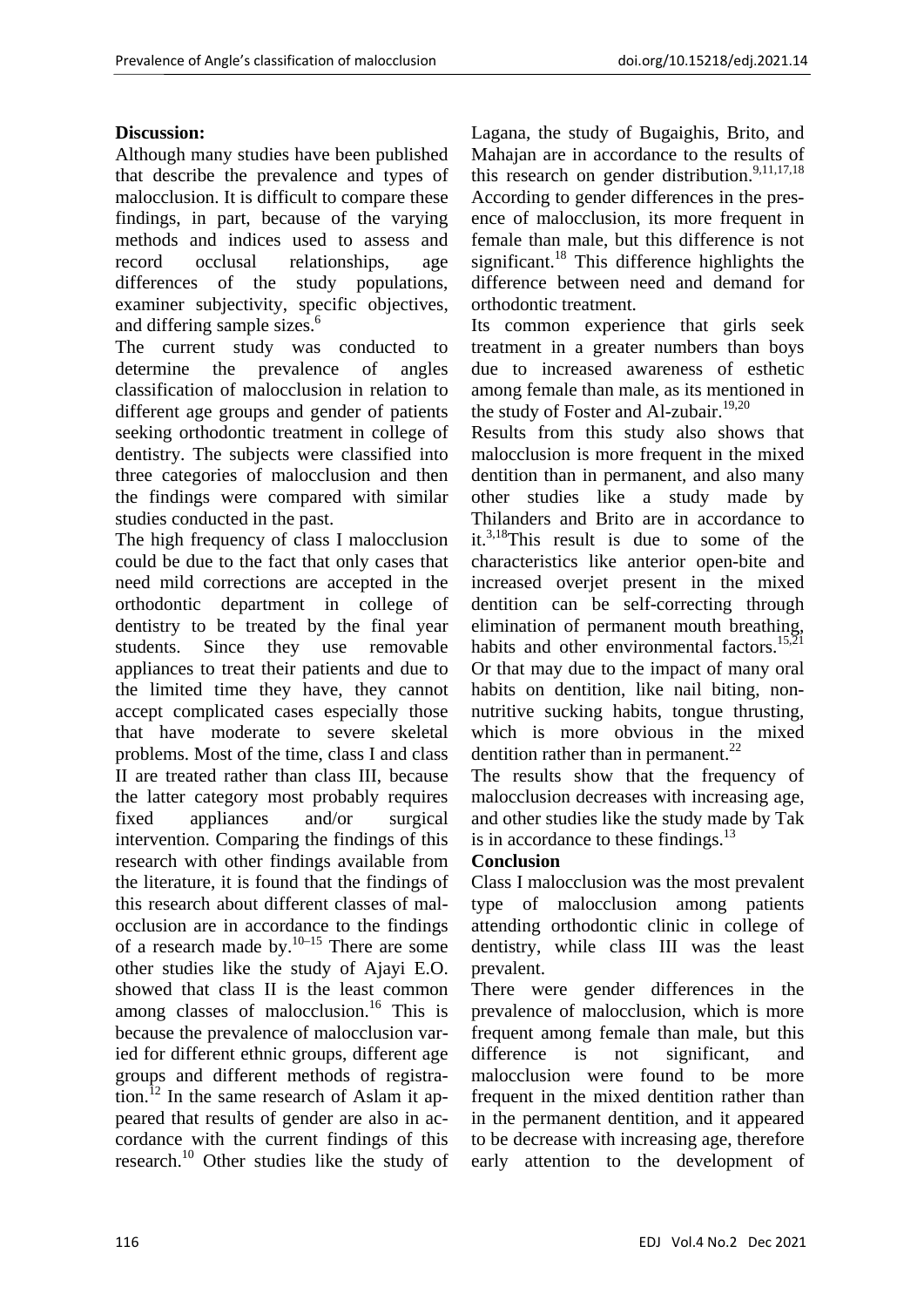## Discussion:

Although many studies have been published that describe the prevalence and types of malocclusion. It is difficult to compare these findings, in part, because of the varying methods and indices used to assess and record occlusal relationships, age differences of the study populations, examiner subjectivity, specific objectives, and differing sample sizes.[6]

The current study was conducted to determine the prevalence of angles classification of malocclusion in relation to different age groups and gender of patients seeking orthodontic treatment in college of dentistry. The subjects were classified into three categories of malocclusion and then the findings were compared with similar studies conducted in the past.

The high frequency of class I malocclusion could be due to the fact that only cases that need mild corrections are accepted in the orthodontic department in college of dentistry to be treated by the final year students. Since they use removable appliances to treat their patients and due to the limited time they have, they cannot accept complicated cases especially those that have moderate to severe skeletal problems. Most of the time, class I and class II are treated rather than class III, because the latter category most probably requires fixed appliances and/or surgical intervention. Comparing the findings of this research with other findings available from the literature, it is found that the findings of this research about different classes of malocclusion are in accordance to the findings of a research made by.[10–15] There are some other studies like the study of Ajayi E.O. showed that class II is the least common among classes of malocclusion.[16] This is because the prevalence of malocclusion varied for different ethnic groups, different age groups and different methods of registration.[12] In the same research of Aslam it appeared that results of gender are also in accordance with the current findings of this research.[10] Other studies like the study of Lagana, the study of Bugaighis, Brito, and Mahajan are in accordance to the results of this research on gender distribution.[9,11,17,18] According to gender differences in the presence of malocclusion, its more frequent in female than male, but this difference is not significant.[18] This difference highlights the difference between need and demand for orthodontic treatment.

Its common experience that girls seek treatment in a greater numbers than boys due to increased awareness of esthetic among female than male, as its mentioned in the study of Foster and Al-zubair.[19,20]

Results from this study also shows that malocclusion is more frequent in the mixed dentition than in permanent, and also many other studies like a study made by Thilanders and Brito are in accordance to it.[3,18]This result is due to some of the characteristics like anterior open-bite and increased overjet present in the mixed dentition can be self-correcting through elimination of permanent mouth breathing, habits and other environmental factors.[15,21] Or that may due to the impact of many oral habits on dentition, like nail biting, non-nutritive sucking habits, tongue thrusting, which is more obvious in the mixed dentition rather than in permanent.[22]

The results show that the frequency of malocclusion decreases with increasing age, and other studies like the study made by Tak is in accordance to these findings.[13]

## Conclusion

Class I malocclusion was the most prevalent type of malocclusion among patients attending orthodontic clinic in college of dentistry, while class III was the least prevalent.

There were gender differences in the prevalence of malocclusion, which is more frequent among female than male, but this difference is not significant, and malocclusion were found to be more frequent in the mixed dentition rather than in the permanent dentition, and it appeared to be decrease with increasing age, therefore early attention to the development of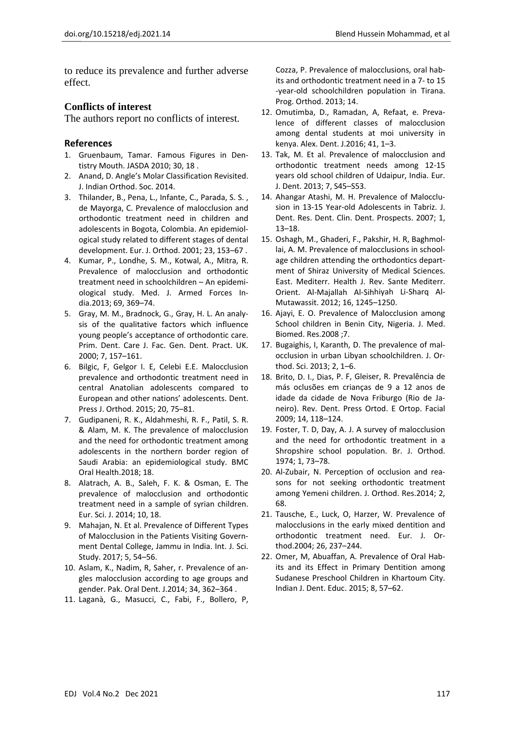to reduce its prevalence and further adverse effect.

## Conflicts of interest

The authors report no conflicts of interest.

## References

1. Gruenbaum, Tamar. Famous Figures in Dentistry Mouth. JASDA 2010; 30, 18 .
2. Anand, D. Angle's Molar Classification Revisited. J. Indian Orthod. Soc. 2014.
3. Thilander, B., Pena, L., Infante, C., Parada, S. S. , de Mayorga, C. Prevalence of malocclusion and orthodontic treatment need in children and adolescents in Bogota, Colombia. An epidemiological study related to different stages of dental development. Eur. J. Orthod. 2001; 23, 153–67 .
4. Kumar, P., Londhe, S. M., Kotwal, A., Mitra, R. Prevalence of malocclusion and orthodontic treatment need in schoolchildren – An epidemiological study. Med. J. Armed Forces India.2013; 69, 369–74.
5. Gray, M. M., Bradnock, G., Gray, H. L. An analysis of the qualitative factors which influence young people's acceptance of orthodontic care. Prim. Dent. Care J. Fac. Gen. Dent. Pract. UK. 2000; 7, 157–161.
6. Bilgic, F, Gelgor I. E, Celebi E.E. Malocclusion prevalence and orthodontic treatment need in central Anatolian adolescents compared to European and other nations' adolescents. Dent. Press J. Orthod. 2015; 20, 75–81.
7. Gudipaneni, R. K., Aldahmeshi, R. F., Patil, S. R. & Alam, M. K. The prevalence of malocclusion and the need for orthodontic treatment among adolescents in the northern border region of Saudi Arabia: an epidemiological study. BMC Oral Health.2018; 18.
8. Alatrach, A. B., Saleh, F. K. & Osman, E. The prevalence of malocclusion and orthodontic treatment need in a sample of syrian children. Eur. Sci. J. 2014; 10, 18.
9. Mahajan, N. Et al. Prevalence of Different Types of Malocclusion in the Patients Visiting Government Dental College, Jammu in India. Int. J. Sci. Study. 2017; 5, 54–56.
10. Aslam, K., Nadim, R, Saher, r. Prevalence of angles malocclusion according to age groups and gender. Pak. Oral Dent. J.2014; 34, 362–364 .
11. Laganà, G., Masucci, C., Fabi, F., Bollero, P, Cozza, P. Prevalence of malocclusions, oral habits and orthodontic treatment need in a 7- to 15 -year-old schoolchildren population in Tirana. Prog. Orthod. 2013; 14.
12. Omutimba, D., Ramadan, A, Refaat, e. Prevalence of different classes of malocclusion among dental students at moi university in kenya. Alex. Dent. J.2016; 41, 1–3.
13. Tak, M. Et al. Prevalence of malocclusion and orthodontic treatment needs among 12-15 years old school children of Udaipur, India. Eur. J. Dent. 2013; 7, S45–S53.
14. Ahangar Atashi, M. H. Prevalence of Malocclusion in 13-15 Year-old Adolescents in Tabriz. J. Dent. Res. Dent. Clin. Dent. Prospects. 2007; 1, 13–18.
15. Oshagh, M., Ghaderi, F., Pakshir, H. R, Baghmollai, A. M. Prevalence of malocclusions in school-age children attending the orthodontics department of Shiraz University of Medical Sciences. East. Mediterr. Health J. Rev. Sante Mediterr. Orient. Al-Majallah Al-Sihhiyah Li-Sharq Al-Mutawassit. 2012; 16, 1245–1250.
16. Ajayi, E. O. Prevalence of Malocclusion among School children in Benin City, Nigeria. J. Med. Biomed. Res.2008 ;7.
17. Bugaighis, I, Karanth, D. The prevalence of malocclusion in urban Libyan schoolchildren. J. Orthod. Sci. 2013; 2, 1–6.
18. Brito, D. I., Dias, P. F, Gleiser, R. Prevalência de más oclusões em crianças de 9 a 12 anos de idade da cidade de Nova Friburgo (Rio de Janeiro). Rev. Dent. Press Ortod. E Ortop. Facial 2009; 14, 118–124.
19. Foster, T. D, Day, A. J. A survey of malocclusion and the need for orthodontic treatment in a Shropshire school population. Br. J. Orthod. 1974; 1, 73–78.
20. Al-Zubair, N. Perception of occlusion and reasons for not seeking orthodontic treatment among Yemeni children. J. Orthod. Res.2014; 2, 68.
21. Tausche, E., Luck, O, Harzer, W. Prevalence of malocclusions in the early mixed dentition and orthodontic treatment need. Eur. J. Orthod.2004; 26, 237–244.
22. Omer, M, Abuaffan, A. Prevalence of Oral Habits and its Effect in Primary Dentition among Sudanese Preschool Children in Khartoum City. Indian J. Dent. Educ. 2015; 8, 57–62.